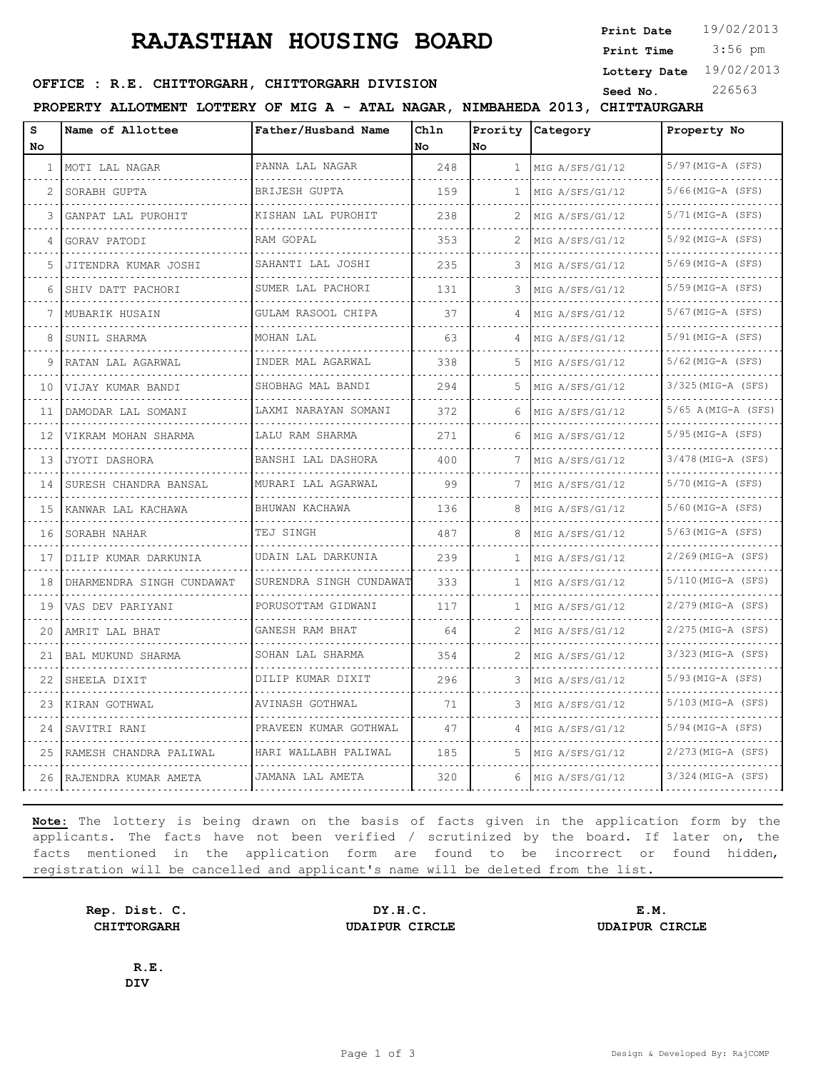# RAJASTHAN HOUSING BOARD

**Print Date** 19/02/2013
**Print Time** 3:56 pm
**Lottery Date** 19/02/2013
**Seed No.** 226563

**OFFICE : R.E. CHITTORGARH, CHITTORGARH DIVISION**

**PROPERTY ALLOTMENT LOTTERY OF MIG A - ATAL NAGAR, NIMBAHEDA 2013, CHITTAURGARH**

| S No | Name of Allottee | Father/Husband Name | Chln No | Prority No | Category | Property No |
|---|---|---|---|---|---|---|
| 1 | MOTI LAL NAGAR | PANNA LAL NAGAR | 248 | 1 | MIG A/SFS/G1/12 | 5/97(MIG-A (SFS) |
| 2 | SORABH GUPTA | BRIJESH GUPTA | 159 | 1 | MIG A/SFS/G1/12 | 5/66(MIG-A (SFS) |
| 3 | GANPAT LAL PUROHIT | KISHAN LAL PUROHIT | 238 | 2 | MIG A/SFS/G1/12 | 5/71(MIG-A (SFS) |
| 4 | GORAV PATODI | RAM GOPAL | 353 | 2 | MIG A/SFS/G1/12 | 5/92(MIG-A (SFS) |
| 5 | JITENDRA KUMAR JOSHI | SAHANTI LAL JOSHI | 235 | 3 | MIG A/SFS/G1/12 | 5/69(MIG-A (SFS) |
| 6 | SHIV DATT PACHORI | SUMER LAL PACHORI | 131 | 3 | MIG A/SFS/G1/12 | 5/59(MIG-A (SFS) |
| 7 | MUBARIK HUSAIN | GULAM RASOOL CHIPA | 37 | 4 | MIG A/SFS/G1/12 | 5/67(MIG-A (SFS) |
| 8 | SUNIL SHARMA | MOHAN LAL | 63 | 4 | MIG A/SFS/G1/12 | 5/91(MIG-A (SFS) |
| 9 | RATAN LAL AGARWAL | INDER MAL AGARWAL | 338 | 5 | MIG A/SFS/G1/12 | 5/62(MIG-A (SFS) |
| 10 | VIJAY KUMAR BANDI | SHOBHAG MAL BANDI | 294 | 5 | MIG A/SFS/G1/12 | 3/325(MIG-A (SFS) |
| 11 | DAMODAR LAL SOMANI | LAXMI NARAYAN SOMANI | 372 | 6 | MIG A/SFS/G1/12 | 5/65 A(MIG-A (SFS) |
| 12 | VIKRAM MOHAN SHARMA | LALU RAM SHARMA | 271 | 6 | MIG A/SFS/G1/12 | 5/95(MIG-A (SFS) |
| 13 | JYOTI DASHORA | BANSHI LAL DASHORA | 400 | 7 | MIG A/SFS/G1/12 | 3/478(MIG-A (SFS) |
| 14 | SURESH CHANDRA BANSAL | MURARI LAL AGARWAL | 99 | 7 | MIG A/SFS/G1/12 | 5/70(MIG-A (SFS) |
| 15 | KANWAR LAL KACHAWA | BHUWAN KACHAWA | 136 | 8 | MIG A/SFS/G1/12 | 5/60(MIG-A (SFS) |
| 16 | SORABH NAHAR | TEJ SINGH | 487 | 8 | MIG A/SFS/G1/12 | 5/63(MIG-A (SFS) |
| 17 | DILIP KUMAR DARKUNIA | UDAIN LAL DARKUNIA | 239 | 1 | MIG A/SFS/G1/12 | 2/269(MIG-A (SFS) |
| 18 | DHARMENDRA SINGH CUNDAWAT | SURENDRA SINGH CUNDAWAT | 333 | 1 | MIG A/SFS/G1/12 | 5/110(MIG-A (SFS) |
| 19 | VAS DEV PARIYANI | PORUSOTTAM GIDWANI | 117 | 1 | MIG A/SFS/G1/12 | 2/279(MIG-A (SFS) |
| 20 | AMRIT LAL BHAT | GANESH RAM BHAT | 64 | 2 | MIG A/SFS/G1/12 | 2/275(MIG-A (SFS) |
| 21 | BAL MUKUND SHARMA | SOHAN LAL SHARMA | 354 | 2 | MIG A/SFS/G1/12 | 3/323(MIG-A (SFS) |
| 22 | SHEELA DIXIT | DILIP KUMAR DIXIT | 296 | 3 | MIG A/SFS/G1/12 | 5/93(MIG-A (SFS) |
| 23 | KIRAN GOTHWAL | AVINASH GOTHWAL | 71 | 3 | MIG A/SFS/G1/12 | 5/103(MIG-A (SFS) |
| 24 | SAVITRI RANI | PRAVEEN KUMAR GOTHWAL | 47 | 4 | MIG A/SFS/G1/12 | 5/94(MIG-A (SFS) |
| 25 | RAMESH CHANDRA PALIWAL | HARI WALLABH PALIWAL | 185 | 5 | MIG A/SFS/G1/12 | 2/273(MIG-A (SFS) |
| 26 | RAJENDRA KUMAR AMETA | JAMANA LAL AMETA | 320 | 6 | MIG A/SFS/G1/12 | 3/324(MIG-A (SFS) |

**Note:** The lottery is being drawn on the basis of facts given in the application form by the applicants. The facts have not been verified / scrutinized by the board. If later on, the facts mentioned in the application form are found to be incorrect or found hidden, registration will be cancelled and applicant's name will be deleted from the list.

**Rep. Dist. C.**
**CHITTORGARH**

**DY.H.C.**
**UDAIPUR CIRCLE**

**E.M.**
**UDAIPUR CIRCLE**

**R.E.**
**DIV**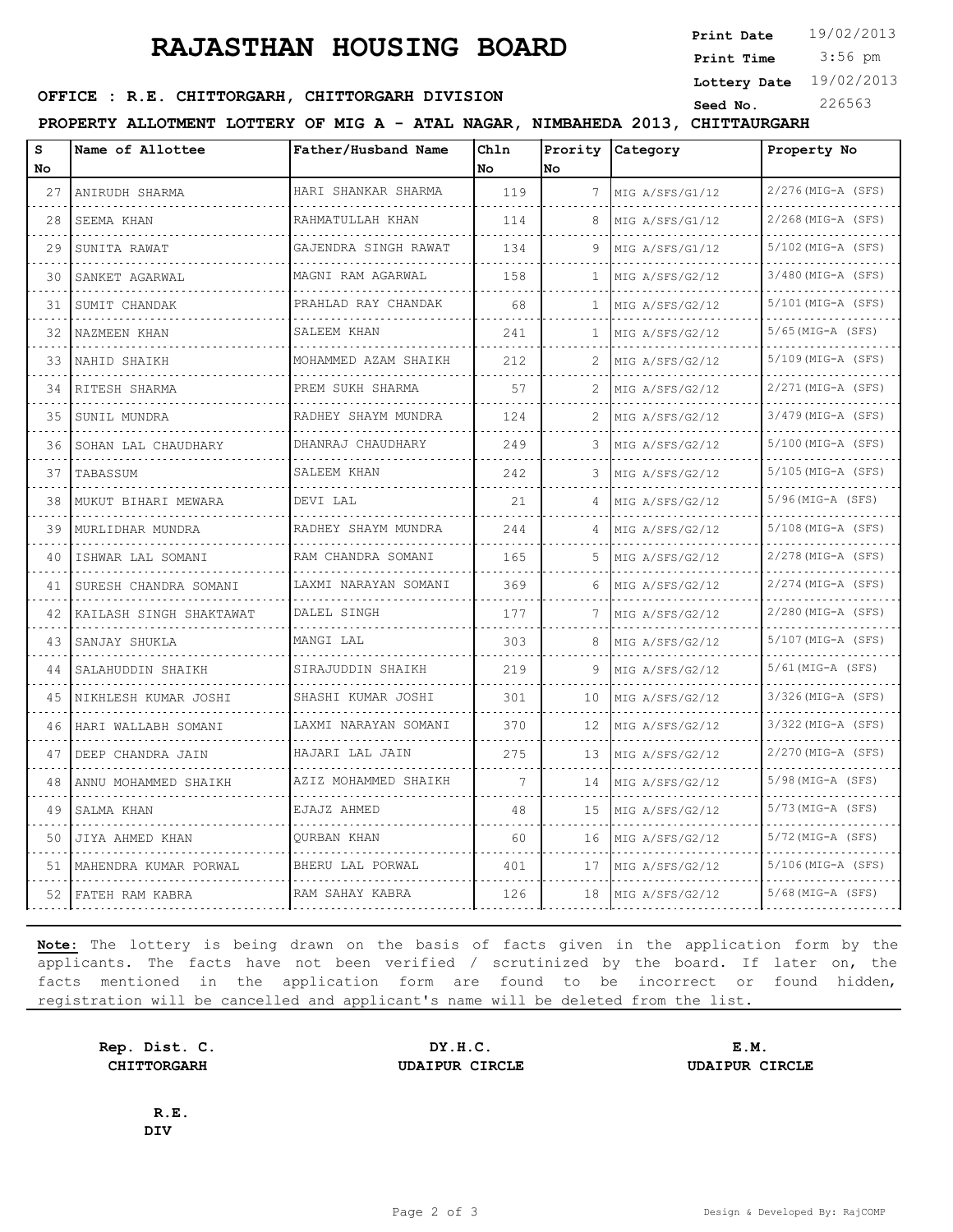# RAJASTHAN HOUSING BOARD

**Print Date** 19/02/2013
**Print Time** 3:56 pm
**Lottery Date** 19/02/2013
**Seed No.** 226563

**OFFICE : R.E. CHITTORGARH, CHITTORGARH DIVISION**

**PROPERTY ALLOTMENT LOTTERY OF MIG A - ATAL NAGAR, NIMBAHEDA 2013, CHITTAURGARH**

| S No | Name of Allottee | Father/Husband Name | Chln No | Prority No | Category | Property No |
|---|---|---|---|---|---|---|
| 27 | ANIRUDH SHARMA | HARI SHANKAR SHARMA | 119 | 7 | MIG A/SFS/G1/12 | 2/276(MIG-A (SFS) |
| 28 | SEEMA KHAN | RAHMATULLAH KHAN | 114 | 8 | MIG A/SFS/G1/12 | 2/268(MIG-A (SFS) |
| 29 | SUNITA RAWAT | GAJENDRA SINGH RAWAT | 134 | 9 | MIG A/SFS/G1/12 | 5/102(MIG-A (SFS) |
| 30 | SANKET AGARWAL | MAGNI RAM AGARWAL | 158 | 1 | MIG A/SFS/G2/12 | 3/480(MIG-A (SFS) |
| 31 | SUMIT CHANDAK | PRAHLAD RAY CHANDAK | 68 | 1 | MIG A/SFS/G2/12 | 5/101(MIG-A (SFS) |
| 32 | NAZMEEN KHAN | SALEEM KHAN | 241 | 1 | MIG A/SFS/G2/12 | 5/65(MIG-A (SFS) |
| 33 | NAHID SHAIKH | MOHAMMED AZAM SHAIKH | 212 | 2 | MIG A/SFS/G2/12 | 5/109(MIG-A (SFS) |
| 34 | RITESH SHARMA | PREM SUKH SHARMA | 57 | 2 | MIG A/SFS/G2/12 | 2/271(MIG-A (SFS) |
| 35 | SUNIL MUNDRA | RADHEY SHAYM MUNDRA | 124 | 2 | MIG A/SFS/G2/12 | 3/479(MIG-A (SFS) |
| 36 | SOHAN LAL CHAUDHARY | DHANRAJ CHAUDHARY | 249 | 3 | MIG A/SFS/G2/12 | 5/100(MIG-A (SFS) |
| 37 | TABASSUM | SALEEM KHAN | 242 | 3 | MIG A/SFS/G2/12 | 5/105(MIG-A (SFS) |
| 38 | MUKUT BIHARI MEWARA | DEVI LAL | 21 | 4 | MIG A/SFS/G2/12 | 5/96(MIG-A (SFS) |
| 39 | MURLIDHAR MUNDRA | RADHEY SHAYM MUNDRA | 244 | 4 | MIG A/SFS/G2/12 | 5/108(MIG-A (SFS) |
| 40 | ISHWAR LAL SOMANI | RAM CHANDRA SOMANI | 165 | 5 | MIG A/SFS/G2/12 | 2/278(MIG-A (SFS) |
| 41 | SURESH CHANDRA SOMANI | LAXMI NARAYAN SOMANI | 369 | 6 | MIG A/SFS/G2/12 | 2/274(MIG-A (SFS) |
| 42 | KAILASH SINGH SHAKTAWAT | DALEL SINGH | 177 | 7 | MIG A/SFS/G2/12 | 2/280(MIG-A (SFS) |
| 43 | SANJAY SHUKLA | MANGI LAL | 303 | 8 | MIG A/SFS/G2/12 | 5/107(MIG-A (SFS) |
| 44 | SALAHUDDIN SHAIKH | SIRAJUDDIN SHAIKH | 219 | 9 | MIG A/SFS/G2/12 | 5/61(MIG-A (SFS) |
| 45 | NIKHLESH KUMAR JOSHI | SHASHI KUMAR JOSHI | 301 | 10 | MIG A/SFS/G2/12 | 3/326(MIG-A (SFS) |
| 46 | HARI WALLABH SOMANI | LAXMI NARAYAN SOMANI | 370 | 12 | MIG A/SFS/G2/12 | 3/322(MIG-A (SFS) |
| 47 | DEEP CHANDRA JAIN | HAJARI LAL JAIN | 275 | 13 | MIG A/SFS/G2/12 | 2/270(MIG-A (SFS) |
| 48 | ANNU MOHAMMED SHAIKH | AZIZ MOHAMMED SHAIKH | 7 | 14 | MIG A/SFS/G2/12 | 5/98(MIG-A (SFS) |
| 49 | SALMA KHAN | EJAJZ AHMED | 48 | 15 | MIG A/SFS/G2/12 | 5/73(MIG-A (SFS) |
| 50 | JIYA AHMED KHAN | QURBAN KHAN | 60 | 16 | MIG A/SFS/G2/12 | 5/72(MIG-A (SFS) |
| 51 | MAHENDRA KUMAR PORWAL | BHERU LAL PORWAL | 401 | 17 | MIG A/SFS/G2/12 | 5/106(MIG-A (SFS) |
| 52 | FATEH RAM KABRA | RAM SAHAY KABRA | 126 | 18 | MIG A/SFS/G2/12 | 5/68(MIG-A (SFS) |

**Note:** The lottery is being drawn on the basis of facts given in the application form by the applicants. The facts have not been verified / scrutinized by the board. If later on, the facts mentioned in the application form are found to be incorrect or found hidden, registration will be cancelled and applicant's name will be deleted from the list.

**Rep. Dist. C.**
**CHITTORGARH**

**DY.H.C.**
**UDAIPUR CIRCLE**

**E.M.**
**UDAIPUR CIRCLE**

**R.E.**
**DIV**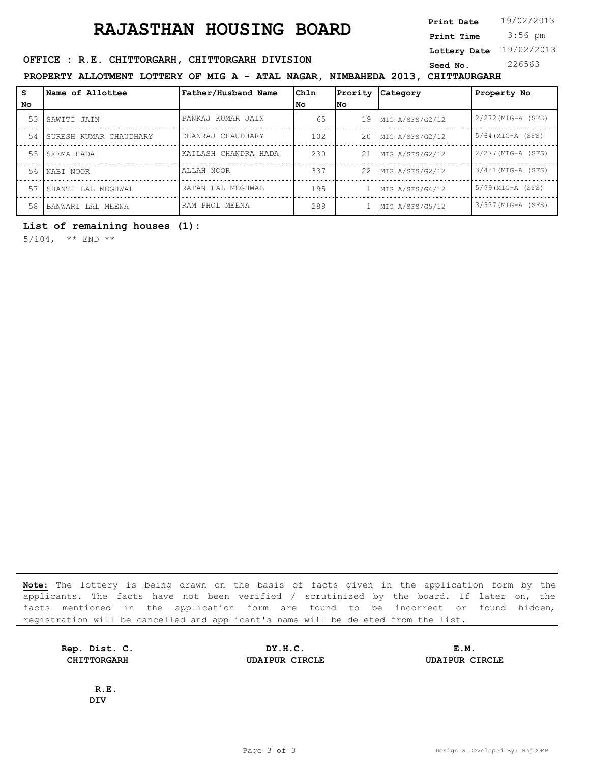# RAJASTHAN HOUSING BOARD

**Print Date** 19/02/2013
**Print Time** 3:56 pm
**Lottery Date** 19/02/2013
**Seed No.** 226563

**OFFICE : R.E. CHITTORGARH, CHITTORGARH DIVISION**

**PROPERTY ALLOTMENT LOTTERY OF MIG A - ATAL NAGAR, NIMBAHEDA 2013, CHITTAURGARH**

| S No | Name of Allottee | Father/Husband Name | Chln No | Prority No | Category | Property No |
|---|---|---|---|---|---|---|
| 53 | SAWITI JAIN | PANKAJ KUMAR JAIN | 65 | 19 | MIG A/SFS/G2/12 | 2/272(MIG-A (SFS) |
| 54 | SURESH KUMAR CHAUDHARY | DHANRAJ CHAUDHARY | 102 | 20 | MIG A/SFS/G2/12 | 5/64(MIG-A (SFS) |
| 55 | SEEMA HADA | KAILASH CHANDRA HADA | 230 | 21 | MIG A/SFS/G2/12 | 2/277(MIG-A (SFS) |
| 56 | NABI NOOR | ALLAH NOOR | 337 | 22 | MIG A/SFS/G2/12 | 3/481(MIG-A (SFS) |
| 57 | SHANTI LAL MEGHWAL | RATAN LAL MEGHWAL | 195 | 1 | MIG A/SFS/G4/12 | 5/99(MIG-A (SFS) |
| 58 | BANWARI LAL MEENA | RAM PHOL MEENA | 288 | 1 | MIG A/SFS/G5/12 | 3/327(MIG-A (SFS) |

**List of remaining houses (1):**

5/104, ** END **

**Note:** The lottery is being drawn on the basis of facts given in the application form by the applicants. The facts have not been verified / scrutinized by the board. If later on, the facts mentioned in the application form are found to be incorrect or found hidden, registration will be cancelled and applicant's name will be deleted from the list.

**Rep. Dist. C.**
**CHITTORGARH**

**DY.H.C.**
**UDAIPUR CIRCLE**

**E.M.**
**UDAIPUR CIRCLE**

**R.E.**
**DIV**

Design & Developed By: RajCOMP